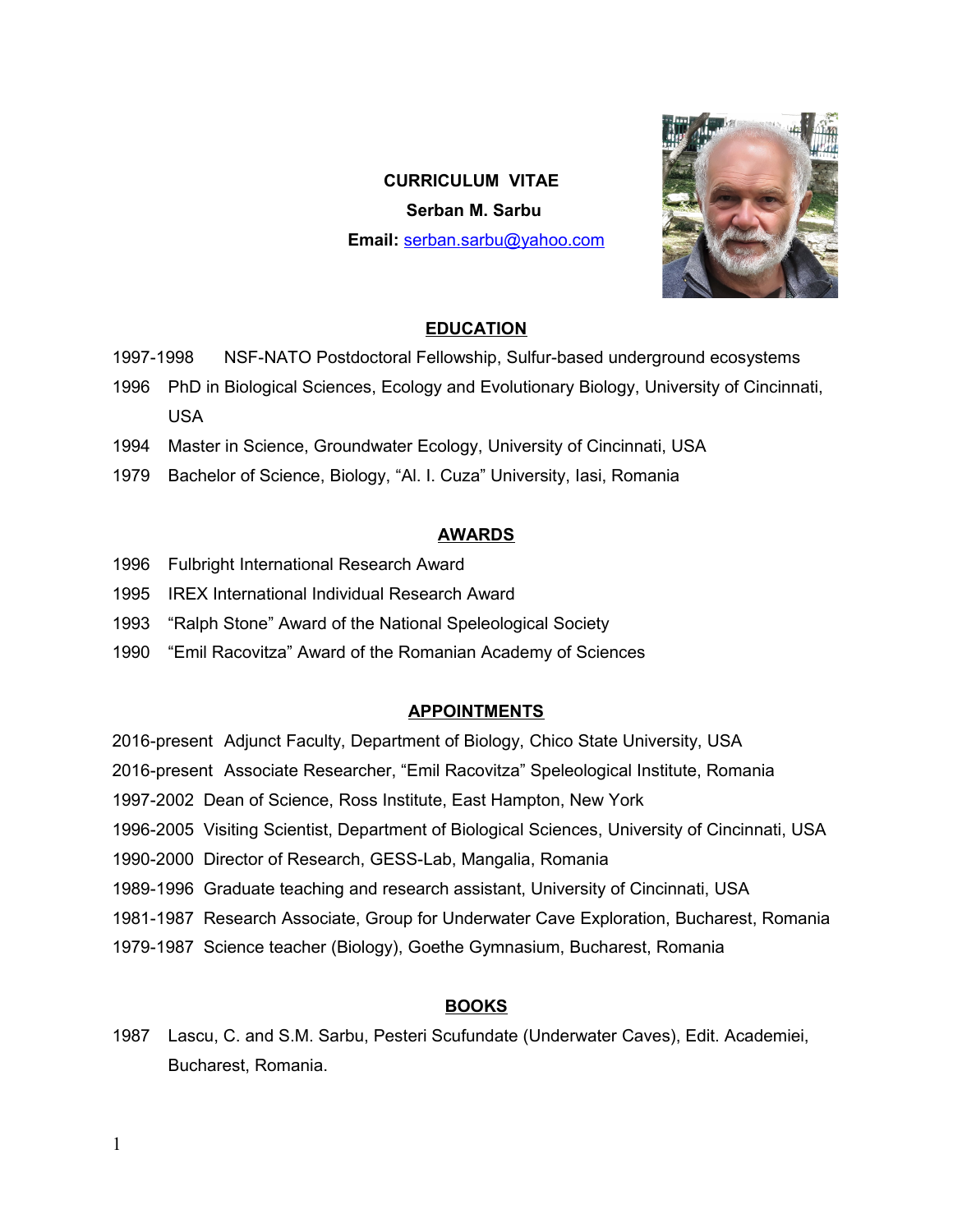**CURRICULUM VITAE**

**Serban M. Sarbu**

**Email:** serban.sarbu@yahoo.com

## EDUCATION

1997-1998 NSF-NATO Postdoctoral Fellowship, Sulfur-based underground ecosystems

1996 PhD in Biological Sciences, Ecology and Evolutionary Biology, University of Cincinnati, USA

1994 Master in Science, Groundwater Ecology, University of Cincinnati, USA

1979 Bachelor of Science, Biology, "Al. I. Cuza" University, Iasi, Romania

## AWARDS

1996 Fulbright International Research Award

1995 IREX International Individual Research Award

1993 "Ralph Stone" Award of the National Speleological Society

1990 "Emil Racovitza" Award of the Romanian Academy of Sciences

## APPOINTMENTS

2016-present Adjunct Faculty, Department of Biology, Chico State University, USA

2016-present Associate Researcher, "Emil Racovitza" Speleological Institute, Romania

1997-2002 Dean of Science, Ross Institute, East Hampton, New York

1996-2005 Visiting Scientist, Department of Biological Sciences, University of Cincinnati, USA

1990-2000 Director of Research, GESS-Lab, Mangalia, Romania

1989-1996 Graduate teaching and research assistant, University of Cincinnati, USA

1981-1987 Research Associate, Group for Underwater Cave Exploration, Bucharest, Romania

1979-1987 Science teacher (Biology), Goethe Gymnasium, Bucharest, Romania

## BOOKS

1987 Lascu, C. and S.M. Sarbu, Pesteri Scufundate (Underwater Caves), Edit. Academiei, Bucharest, Romania.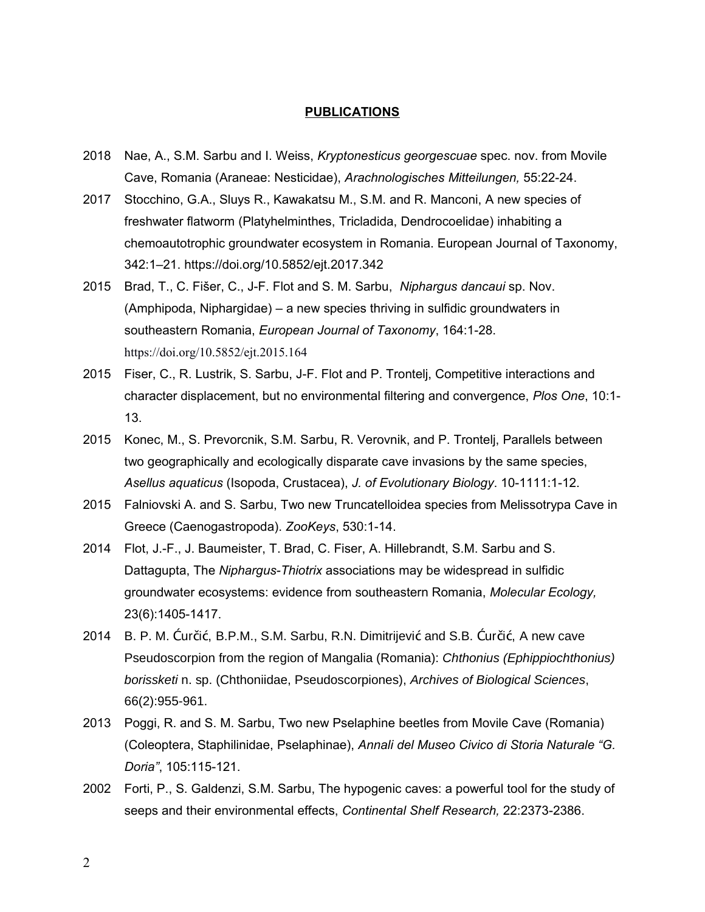## PUBLICATIONS

2018 Nae, A., S.M. Sarbu and I. Weiss, *Kryptonesticus georgescuae* spec. nov. from Movile Cave, Romania (Araneae: Nesticidae), *Arachnologisches Mitteilungen,* 55:22-24.

2017 Stocchino, G.A., Sluys R., Kawakatsu M., S.M. and R. Manconi, A new species of freshwater flatworm (Platyhelminthes, Tricladida, Dendrocoelidae) inhabiting a chemoautotrophic groundwater ecosystem in Romania. European Journal of Taxonomy, 342:1–21. https://doi.org/10.5852/ejt.2017.342

2015 Brad, T., C. Fišer, C., J-F. Flot and S. M. Sarbu, *Niphargus dancaui* sp. Nov. (Amphipoda, Niphargidae) – a new species thriving in sulfidic groundwaters in southeastern Romania, *European Journal of Taxonomy*, 164:1-28. https://doi.org/10.5852/ejt.2015.164

2015 Fiser, C., R. Lustrik, S. Sarbu, J-F. Flot and P. Trontelj, Competitive interactions and character displacement, but no environmental filtering and convergence, *Plos One*, 10:1-13.

2015 Konec, M., S. Prevorcnik, S.M. Sarbu, R. Verovnik, and P. Trontelj, Parallels between two geographically and ecologically disparate cave invasions by the same species, *Asellus aquaticus* (Isopoda, Crustacea), *J. of Evolutionary Biology*. 10-1111:1-12.

2015 Falniovski A. and S. Sarbu, Two new Truncatelloidea species from Melissotrypa Cave in Greece (Caenogastropoda). *ZooKeys*, 530:1-14.

2014 Flot, J.-F., J. Baumeister, T. Brad, C. Fiser, A. Hillebrandt, S.M. Sarbu and S. Dattagupta, The *Niphargus-Thiotrix* associations may be widespread in sulfidic groundwater ecosystems: evidence from southeastern Romania, *Molecular Ecology,* 23(6):1405-1417.

2014 B. P. M. Ćurčić, B.P.M., S.M. Sarbu, R.N. Dimitrijević and S.B. Ćurčić, A new cave Pseudoscorpion from the region of Mangalia (Romania): *Chthonius (Ephippiochthonius) borissketi* n. sp. (Chthoniidae, Pseudoscorpiones), *Archives of Biological Sciences*, 66(2):955-961.

2013 Poggi, R. and S. M. Sarbu, Two new Pselaphine beetles from Movile Cave (Romania) (Coleoptera, Staphilinidae, Pselaphinae), *Annali del Museo Civico di Storia Naturale "G. Doria"*, 105:115-121.

2002 Forti, P., S. Galdenzi, S.M. Sarbu, The hypogenic caves: a powerful tool for the study of seeps and their environmental effects, *Continental Shelf Research,* 22:2373-2386.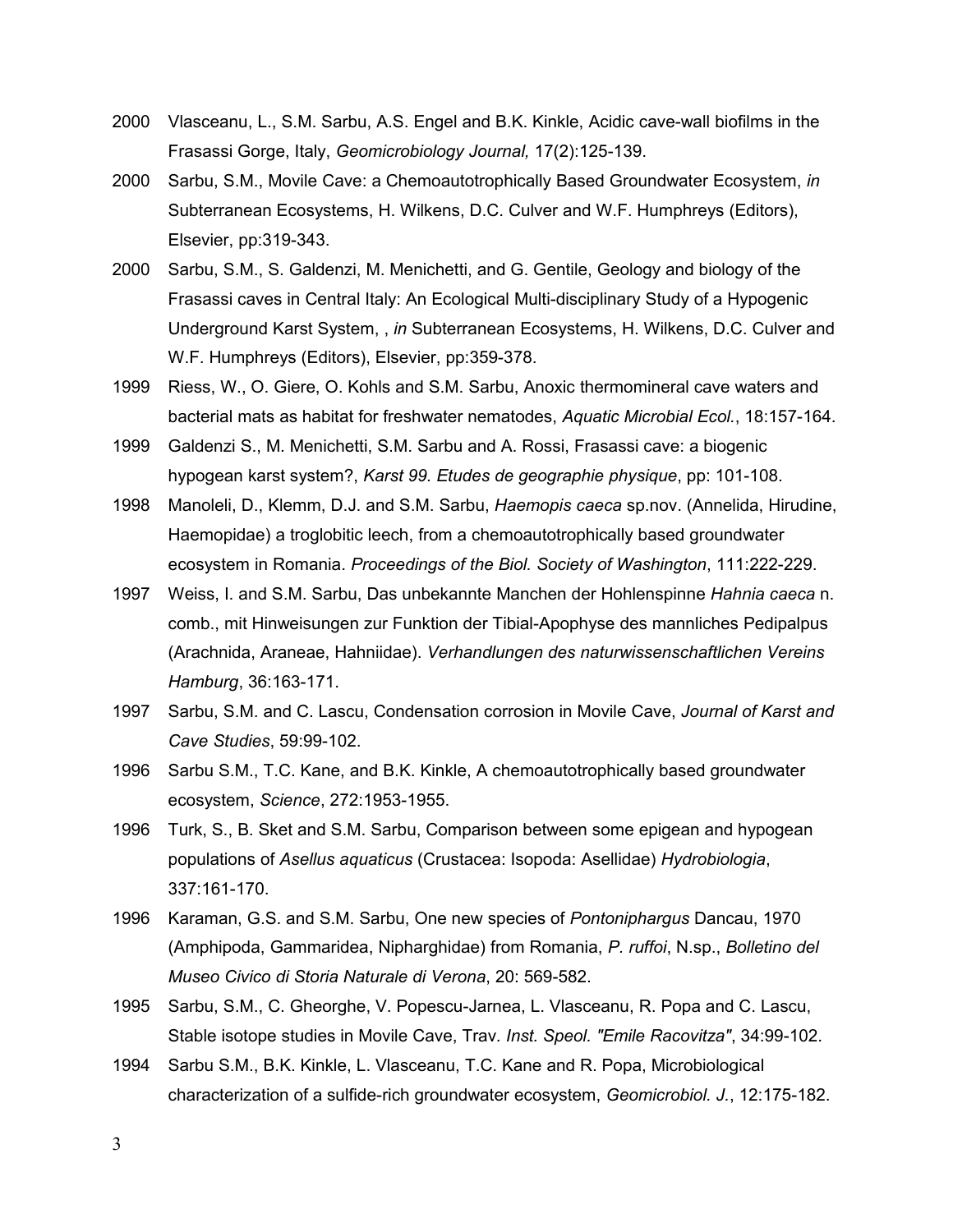2000 Vlasceanu, L., S.M. Sarbu, A.S. Engel and B.K. Kinkle, Acidic cave-wall biofilms in the Frasassi Gorge, Italy, *Geomicrobiology Journal,* 17(2):125-139.

2000 Sarbu, S.M., Movile Cave: a Chemoautotrophically Based Groundwater Ecosystem, *in* Subterranean Ecosystems, H. Wilkens, D.C. Culver and W.F. Humphreys (Editors), Elsevier, pp:319-343.

2000 Sarbu, S.M., S. Galdenzi, M. Menichetti, and G. Gentile, Geology and biology of the Frasassi caves in Central Italy: An Ecological Multi-disciplinary Study of a Hypogenic Underground Karst System, , *in* Subterranean Ecosystems, H. Wilkens, D.C. Culver and W.F. Humphreys (Editors), Elsevier, pp:359-378.

1999 Riess, W., O. Giere, O. Kohls and S.M. Sarbu, Anoxic thermomineral cave waters and bacterial mats as habitat for freshwater nematodes, *Aquatic Microbial Ecol.*, 18:157-164.

1999 Galdenzi S., M. Menichetti, S.M. Sarbu and A. Rossi, Frasassi cave: a biogenic hypogean karst system?, *Karst 99. Etudes de geographie physique*, pp: 101-108.

1998 Manoleli, D., Klemm, D.J. and S.M. Sarbu, *Haemopis caeca* sp.nov. (Annelida, Hirudine, Haemopidae) a troglobitic leech, from a chemoautotrophically based groundwater ecosystem in Romania. *Proceedings of the Biol. Society of Washington*, 111:222-229.

1997 Weiss, I. and S.M. Sarbu, Das unbekannte Manchen der Hohlenspinne *Hahnia caeca* n. comb., mit Hinweisungen zur Funktion der Tibial-Apophyse des mannliches Pedipalpus (Arachnida, Araneae, Hahniidae). *Verhandlungen des naturwissenschaftlichen Vereins Hamburg*, 36:163-171.

1997 Sarbu, S.M. and C. Lascu, Condensation corrosion in Movile Cave, *Journal of Karst and Cave Studies*, 59:99-102.

1996 Sarbu S.M., T.C. Kane, and B.K. Kinkle, A chemoautotrophically based groundwater ecosystem, *Science*, 272:1953-1955.

1996 Turk, S., B. Sket and S.M. Sarbu, Comparison between some epigean and hypogean populations of *Asellus aquaticus* (Crustacea: Isopoda: Asellidae) *Hydrobiologia*, 337:161-170.

1996 Karaman, G.S. and S.M. Sarbu, One new species of *Pontoniphargus* Dancau, 1970 (Amphipoda, Gammaridea, Nipharghidae) from Romania, *P. ruffoi*, N.sp., *Bolletino del Museo Civico di Storia Naturale di Verona*, 20: 569-582.

1995 Sarbu, S.M., C. Gheorghe, V. Popescu-Jarnea, L. Vlasceanu, R. Popa and C. Lascu, Stable isotope studies in Movile Cave, Trav. *Inst. Speol. "Emile Racovitza"*, 34:99-102.

1994 Sarbu S.M., B.K. Kinkle, L. Vlasceanu, T.C. Kane and R. Popa, Microbiological characterization of a sulfide-rich groundwater ecosystem, *Geomicrobiol. J.*, 12:175-182.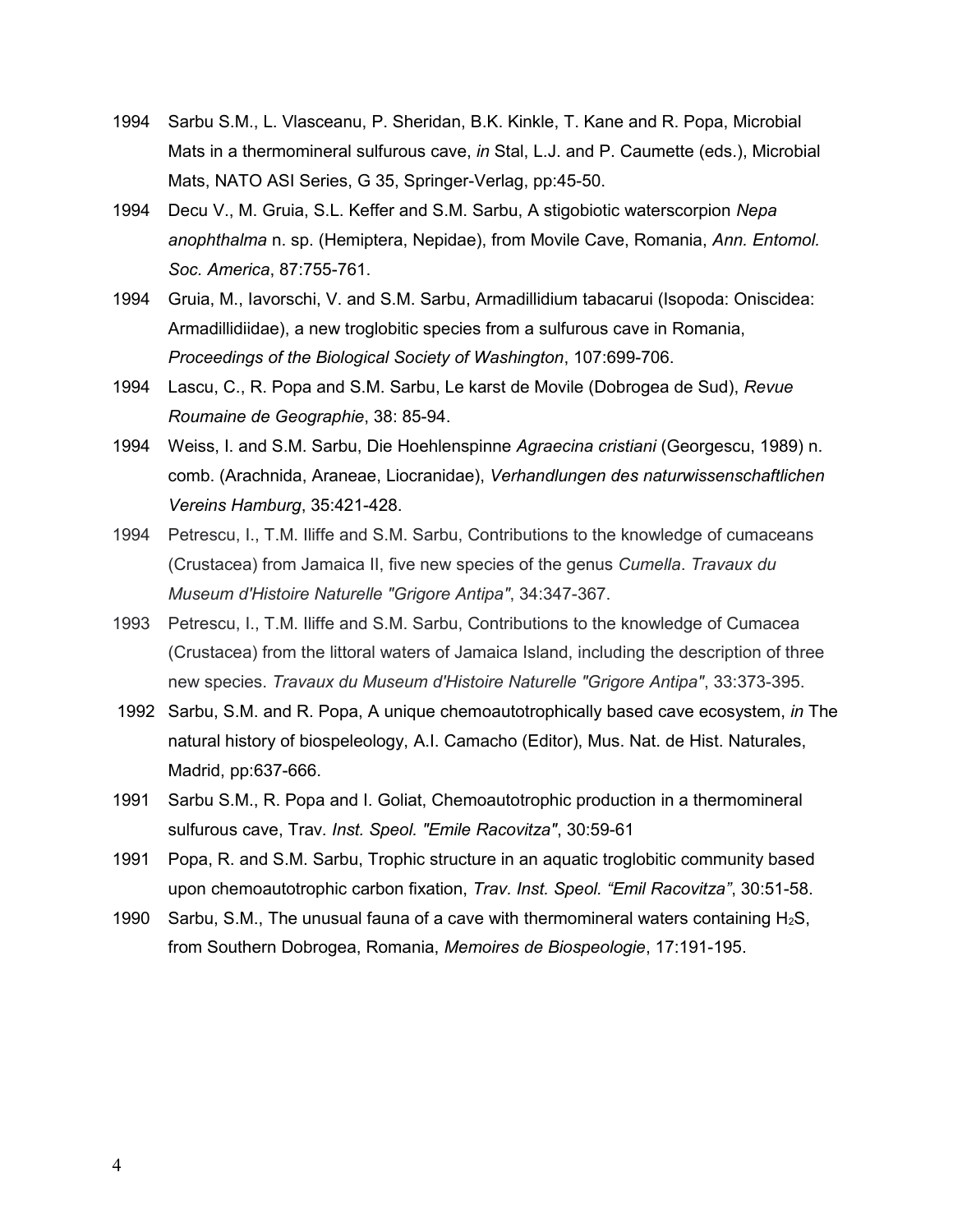1994 Sarbu S.M., L. Vlasceanu, P. Sheridan, B.K. Kinkle, T. Kane and R. Popa, Microbial Mats in a thermomineral sulfurous cave, *in* Stal, L.J. and P. Caumette (eds.), Microbial Mats, NATO ASI Series, G 35, Springer-Verlag, pp:45-50.

1994 Decu V., M. Gruia, S.L. Keffer and S.M. Sarbu, A stigobiotic waterscorpion *Nepa anophthalma* n. sp. (Hemiptera, Nepidae), from Movile Cave, Romania, *Ann. Entomol. Soc. America*, 87:755-761.

1994 Gruia, M., Iavorschi, V. and S.M. Sarbu, Armadillidium tabacarui (Isopoda: Oniscidea: Armadillidiidae), a new troglobitic species from a sulfurous cave in Romania, *Proceedings of the Biological Society of Washington*, 107:699-706.

1994 Lascu, C., R. Popa and S.M. Sarbu, Le karst de Movile (Dobrogea de Sud), *Revue Roumaine de Geographie*, 38: 85-94.

1994 Weiss, I. and S.M. Sarbu, Die Hoehlenspinne *Agraecina cristiani* (Georgescu, 1989) n. comb. (Arachnida, Araneae, Liocranidae), *Verhandlungen des naturwissenschaftlichen Vereins Hamburg*, 35:421-428.

1994 Petrescu, I., T.M. Iliffe and S.M. Sarbu, Contributions to the knowledge of cumaceans (Crustacea) from Jamaica II, five new species of the genus *Cumella*. *Travaux du Museum d'Histoire Naturelle "Grigore Antipa"*, 34:347-367.

1993 Petrescu, I., T.M. Iliffe and S.M. Sarbu, Contributions to the knowledge of Cumacea (Crustacea) from the littoral waters of Jamaica Island, including the description of three new species. *Travaux du Museum d'Histoire Naturelle "Grigore Antipa"*, 33:373-395.

1992 Sarbu, S.M. and R. Popa, A unique chemoautotrophically based cave ecosystem, *in* The natural history of biospeleology, A.I. Camacho (Editor), Mus. Nat. de Hist. Naturales, Madrid, pp:637-666.

1991 Sarbu S.M., R. Popa and I. Goliat, Chemoautotrophic production in a thermomineral sulfurous cave, Trav*. Inst. Speol. "Emile Racovitza"*, 30:59-61

1991 Popa, R. and S.M. Sarbu, Trophic structure in an aquatic troglobitic community based upon chemoautotrophic carbon fixation, *Trav. Inst. Speol. "Emil Racovitza"*, 30:51-58.

1990 Sarbu, S.M., The unusual fauna of a cave with thermomineral waters containing $H_2S$, from Southern Dobrogea, Romania, *Memoires de Biospeologie*, 17:191-195.